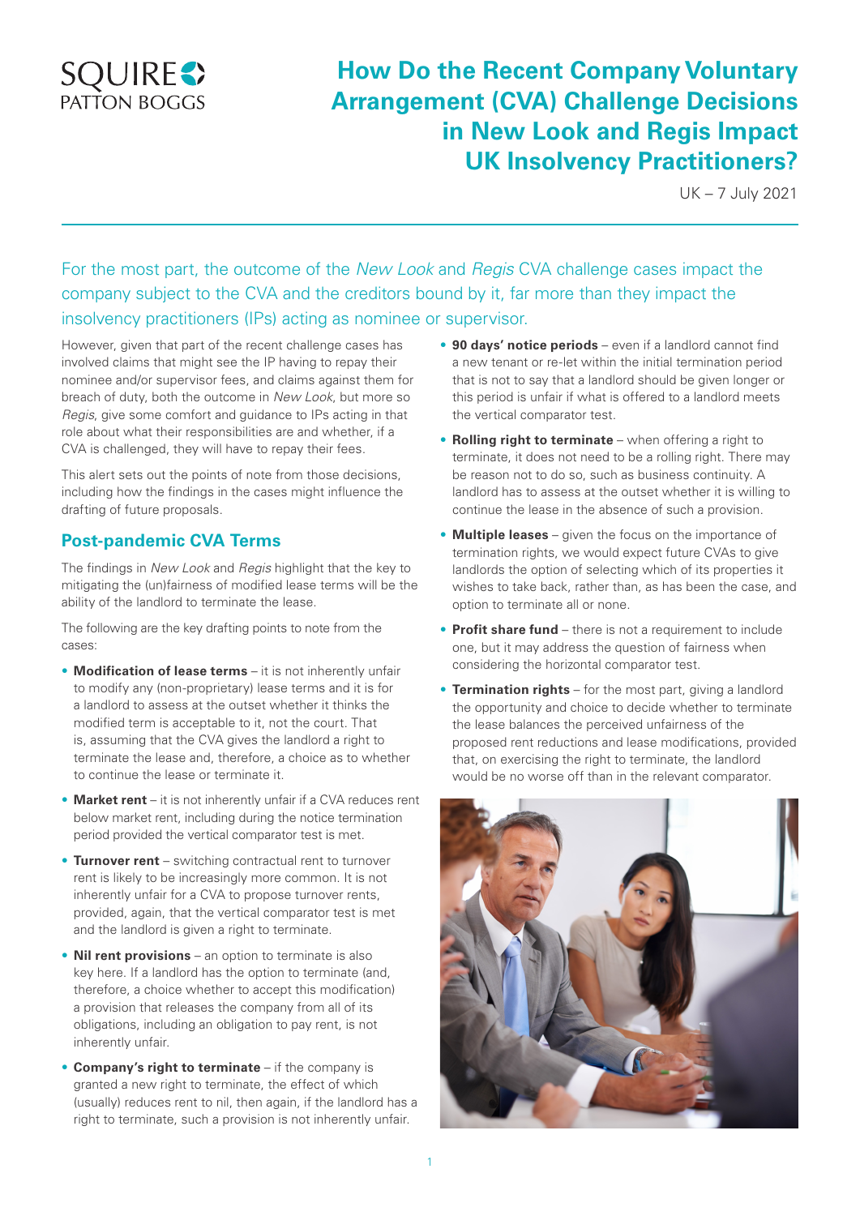# How Do the Recent Company Voluntary Arrangement (CVA) Challenge Decisions in New Look and Regis Impact UK Insolvency Practitioners?

UK – 7 July 2021

For the most part, the outcome of the *New Look* and *Regis* CVA challenge cases impact the company subject to the CVA and the creditors bound by it, far more than they impact the insolvency practitioners (IPs) acting as nominee or supervisor.

However, given that part of the recent challenge cases has involved claims that might see the IP having to repay their nominee and/or supervisor fees, and claims against them for breach of duty, both the outcome in *New Look*, but more so *Regis*, give some comfort and guidance to IPs acting in that role about what their responsibilities are and whether, if a CVA is challenged, they will have to repay their fees.

This alert sets out the points of note from those decisions, including how the findings in the cases might influence the drafting of future proposals.

## Post-pandemic CVA Terms

The findings in *New Look* and *Regis* highlight that the key to mitigating the (un)fairness of modified lease terms will be the ability of the landlord to terminate the lease.

The following are the key drafting points to note from the cases:

- **Modification of lease terms** – it is not inherently unfair to modify any (non-proprietary) lease terms and it is for a landlord to assess at the outset whether it thinks the modified term is acceptable to it, not the court. That is, assuming that the CVA gives the landlord a right to terminate the lease and, therefore, a choice as to whether to continue the lease or terminate it.
- **Market rent** – it is not inherently unfair if a CVA reduces rent below market rent, including during the notice termination period provided the vertical comparator test is met.
- **Turnover rent** – switching contractual rent to turnover rent is likely to be increasingly more common. It is not inherently unfair for a CVA to propose turnover rents, provided, again, that the vertical comparator test is met and the landlord is given a right to terminate.
- **Nil rent provisions** – an option to terminate is also key here. If a landlord has the option to terminate (and, therefore, a choice whether to accept this modification) a provision that releases the company from all of its obligations, including an obligation to pay rent, is not inherently unfair.
- **Company's right to terminate** – if the company is granted a new right to terminate, the effect of which (usually) reduces rent to nil, then again, if the landlord has a right to terminate, such a provision is not inherently unfair.
- **90 days' notice periods** – even if a landlord cannot find a new tenant or re-let within the initial termination period that is not to say that a landlord should be given longer or this period is unfair if what is offered to a landlord meets the vertical comparator test.
- **Rolling right to terminate** – when offering a right to terminate, it does not need to be a rolling right. There may be reason not to do so, such as business continuity. A landlord has to assess at the outset whether it is willing to continue the lease in the absence of such a provision.
- **Multiple leases** – given the focus on the importance of termination rights, we would expect future CVAs to give landlords the option of selecting which of its properties it wishes to take back, rather than, as has been the case, and option to terminate all or none.
- **Profit share fund** – there is not a requirement to include one, but it may address the question of fairness when considering the horizontal comparator test.
- **Termination rights** – for the most part, giving a landlord the opportunity and choice to decide whether to terminate the lease balances the perceived unfairness of the proposed rent reductions and lease modifications, provided that, on exercising the right to terminate, the landlord would be no worse off than in the relevant comparator.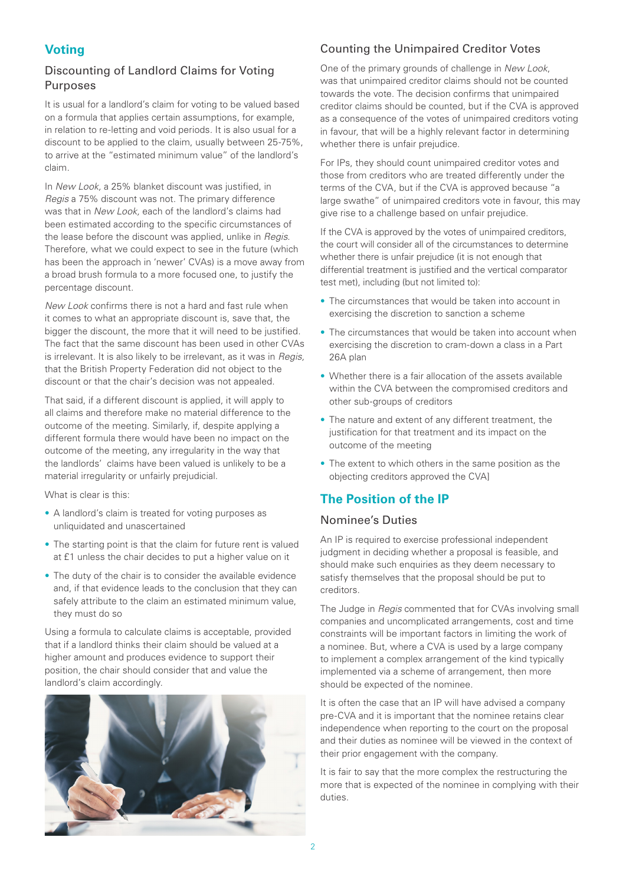## Voting

### Discounting of Landlord Claims for Voting Purposes

It is usual for a landlord's claim for voting to be valued based on a formula that applies certain assumptions, for example, in relation to re-letting and void periods. It is also usual for a discount to be applied to the claim, usually between 25-75%, to arrive at the "estimated minimum value" of the landlord's claim.

In *New Look*, a 25% blanket discount was justified, in *Regis* a 75% discount was not. The primary difference was that in *New Look*, each of the landlord's claims had been estimated according to the specific circumstances of the lease before the discount was applied, unlike in *Regis*. Therefore, what we could expect to see in the future (which has been the approach in 'newer' CVAs) is a move away from a broad brush formula to a more focused one, to justify the percentage discount.

*New Look* confirms there is not a hard and fast rule when it comes to what an appropriate discount is, save that, the bigger the discount, the more that it will need to be justified. The fact that the same discount has been used in other CVAs is irrelevant. It is also likely to be irrelevant, as it was in *Regis*, that the British Property Federation did not object to the discount or that the chair's decision was not appealed.

That said, if a different discount is applied, it will apply to all claims and therefore make no material difference to the outcome of the meeting. Similarly, if, despite applying a different formula there would have been no impact on the outcome of the meeting, any irregularity in the way that the landlords' claims have been valued is unlikely to be a material irregularity or unfairly prejudicial.

What is clear is this:

- A landlord's claim is treated for voting purposes as unliquidated and unascertained
- The starting point is that the claim for future rent is valued at £1 unless the chair decides to put a higher value on it
- The duty of the chair is to consider the available evidence and, if that evidence leads to the conclusion that they can safely attribute to the claim an estimated minimum value, they must do so

Using a formula to calculate claims is acceptable, provided that if a landlord thinks their claim should be valued at a higher amount and produces evidence to support their position, the chair should consider that and value the landlord's claim accordingly.

### Counting the Unimpaired Creditor Votes

One of the primary grounds of challenge in *New Look*, was that unimpaired creditor claims should not be counted towards the vote. The decision confirms that unimpaired creditor claims should be counted, but if the CVA is approved as a consequence of the votes of unimpaired creditors voting in favour, that will be a highly relevant factor in determining whether there is unfair prejudice.

For IPs, they should count unimpaired creditor votes and those from creditors who are treated differently under the terms of the CVA, but if the CVA is approved because "a large swathe" of unimpaired creditors vote in favour, this may give rise to a challenge based on unfair prejudice.

If the CVA is approved by the votes of unimpaired creditors, the court will consider all of the circumstances to determine whether there is unfair prejudice (it is not enough that differential treatment is justified and the vertical comparator test met), including (but not limited to):

- The circumstances that would be taken into account in exercising the discretion to sanction a scheme
- The circumstances that would be taken into account when exercising the discretion to cram-down a class in a Part 26A plan
- Whether there is a fair allocation of the assets available within the CVA between the compromised creditors and other sub-groups of creditors
- The nature and extent of any different treatment, the justification for that treatment and its impact on the outcome of the meeting
- The extent to which others in the same position as the objecting creditors approved the CVA]

## The Position of the IP

### Nominee's Duties

An IP is required to exercise professional independent judgment in deciding whether a proposal is feasible, and should make such enquiries as they deem necessary to satisfy themselves that the proposal should be put to creditors.

The Judge in *Regis* commented that for CVAs involving small companies and uncomplicated arrangements, cost and time constraints will be important factors in limiting the work of a nominee. But, where a CVA is used by a large company to implement a complex arrangement of the kind typically implemented via a scheme of arrangement, then more should be expected of the nominee.

It is often the case that an IP will have advised a company pre-CVA and it is important that the nominee retains clear independence when reporting to the court on the proposal and their duties as nominee will be viewed in the context of their prior engagement with the company.

It is fair to say that the more complex the restructuring the more that is expected of the nominee in complying with their duties.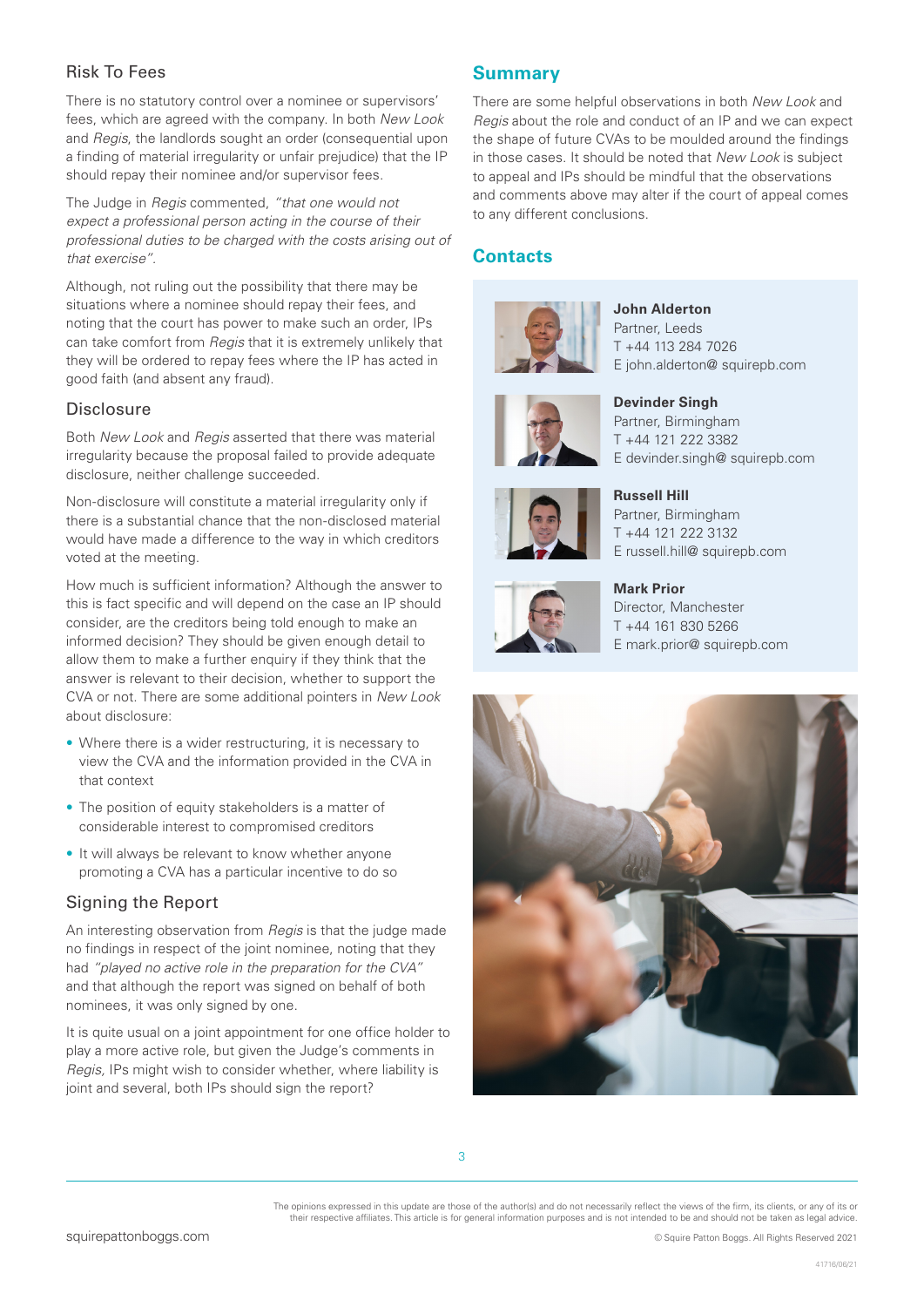### Risk To Fees

There is no statutory control over a nominee or supervisors' fees, which are agreed with the company. In both *New Look* and *Regis*, the landlords sought an order (consequential upon a finding of material irregularity or unfair prejudice) that the IP should repay their nominee and/or supervisor fees.

The Judge in *Regis* commented, *"that one would not expect a professional person acting in the course of their professional duties to be charged with the costs arising out of that exercise"*.

Although, not ruling out the possibility that there may be situations where a nominee should repay their fees, and noting that the court has power to make such an order, IPs can take comfort from *Regis* that it is extremely unlikely that they will be ordered to repay fees where the IP has acted in good faith (and absent any fraud).

### Disclosure

Both *New Look* and *Regis* asserted that there was material irregularity because the proposal failed to provide adequate disclosure, neither challenge succeeded.

Non-disclosure will constitute a material irregularity only if there is a substantial chance that the non-disclosed material would have made a difference to the way in which creditors voted at the meeting.

How much is sufficient information? Although the answer to this is fact specific and will depend on the case an IP should consider, are the creditors being told enough to make an informed decision? They should be given enough detail to allow them to make a further enquiry if they think that the answer is relevant to their decision, whether to support the CVA or not. There are some additional pointers in *New Look* about disclosure:

- Where there is a wider restructuring, it is necessary to view the CVA and the information provided in the CVA in that context
- The position of equity stakeholders is a matter of considerable interest to compromised creditors
- It will always be relevant to know whether anyone promoting a CVA has a particular incentive to do so

### Signing the Report

An interesting observation from *Regis* is that the judge made no findings in respect of the joint nominee, noting that they had *"played no active role in the preparation for the CVA"* and that although the report was signed on behalf of both nominees, it was only signed by one.

It is quite usual on a joint appointment for one office holder to play a more active role, but given the Judge's comments in *Regis,* IPs might wish to consider whether, where liability is joint and several, both IPs should sign the report?

## Summary

There are some helpful observations in both *New Look* and *Regis* about the role and conduct of an IP and we can expect the shape of future CVAs to be moulded around the findings in those cases. It should be noted that *New Look* is subject to appeal and IPs should be mindful that the observations and comments above may alter if the court of appeal comes to any different conclusions.

## Contacts

**John Alderton**
Partner, Leeds
T +44 113 284 7026
E john.alderton@ squirepb.com

**Devinder Singh**
Partner, Birmingham
T +44 121 222 3382
E devinder.singh@ squirepb.com

**Russell Hill**
Partner, Birmingham
T +44 121 222 3132
E russell.hill@ squirepb.com

**Mark Prior**
Director, Manchester
T +44 161 830 5266
E mark.prior@ squirepb.com

The opinions expressed in this update are those of the author(s) and do not necessarily reflect the views of the firm, its clients, or any of its or their respective affiliates. This article is for general information purposes and is not intended to be and should not be taken as legal advice.

squirepattonboggs.com

© Squire Patton Boggs. All Rights Reserved 2021

41716/06/21